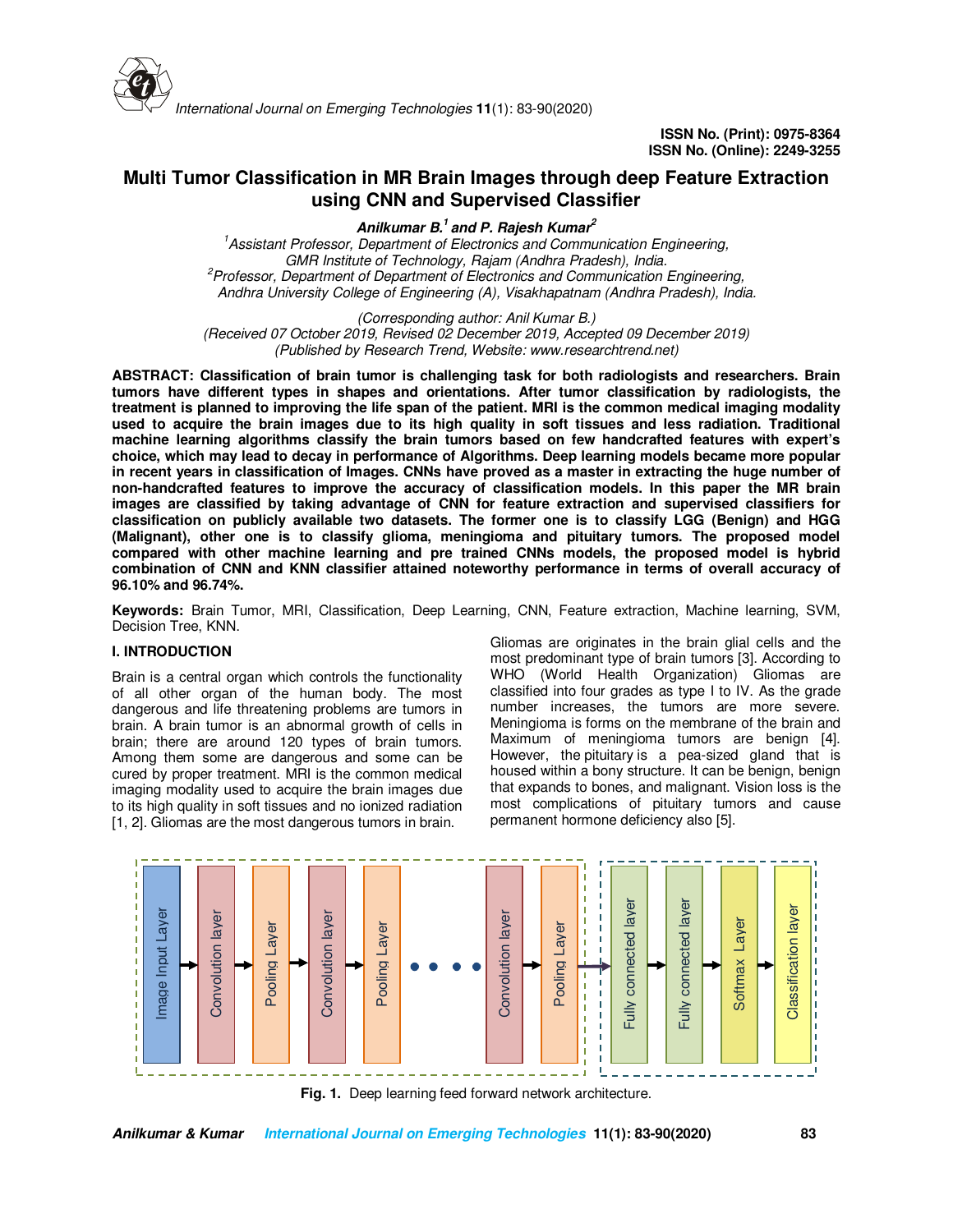International Journal on Emerging Technologies **11**(1): 83-90(2020)

**ISSN No. (Print): 0975-8364**
**ISSN No. (Online): 2249-3255**

# Multi Tumor Classification in MR Brain Images through deep Feature Extraction using CNN and Supervised Classifier

***Anilkumar B.[1] and P. Rajesh Kumar[2]***

*[1]Assistant Professor, Department of Electronics and Communication Engineering, GMR Institute of Technology, Rajam (Andhra Pradesh), India.*
*[2]Professor, Department of Department of Electronics and Communication Engineering, Andhra University College of Engineering (A), Visakhapatnam (Andhra Pradesh), India.*

*(Corresponding author: Anil Kumar B.)*
*(Received 07 October 2019, Revised 02 December 2019, Accepted 09 December 2019)*
*(Published by Research Trend, Website: www.researchtrend.net)*

**ABSTRACT: Classification of brain tumor is challenging task for both radiologists and researchers. Brain tumors have different types in shapes and orientations. After tumor classification by radiologists, the treatment is planned to improving the life span of the patient. MRI is the common medical imaging modality used to acquire the brain images due to its high quality in soft tissues and less radiation. Traditional machine learning algorithms classify the brain tumors based on few handcrafted features with expert's choice, which may lead to decay in performance of Algorithms. Deep learning models became more popular in recent years in classification of Images. CNNs have proved as a master in extracting the huge number of non-handcrafted features to improve the accuracy of classification models. In this paper the MR brain images are classified by taking advantage of CNN for feature extraction and supervised classifiers for classification on publicly available two datasets. The former one is to classify LGG (Benign) and HGG (Malignant), other one is to classify glioma, meningioma and pituitary tumors. The proposed model compared with other machine learning and pre trained CNNs models, the proposed model is hybrid combination of CNN and KNN classifier attained noteworthy performance in terms of overall accuracy of 96.10% and 96.74%.**

**Keywords:** Brain Tumor, MRI, Classification, Deep Learning, CNN, Feature extraction, Machine learning, SVM, Decision Tree, KNN.

## I. INTRODUCTION

Brain is a central organ which controls the functionality of all other organ of the human body. The most dangerous and life threatening problems are tumors in brain. A brain tumor is an abnormal growth of cells in brain; there are around 120 types of brain tumors. Among them some are dangerous and some can be cured by proper treatment. MRI is the common medical imaging modality used to acquire the brain images due to its high quality in soft tissues and no ionized radiation [1, 2]. Gliomas are the most dangerous tumors in brain.

Gliomas are originates in the brain glial cells and the most predominant type of brain tumors [3]. According to WHO (World Health Organization) Gliomas are classified into four grades as type I to IV. As the grade number increases, the tumors are more severe. Meningioma is forms on the membrane of the brain and Maximum of meningioma tumors are benign [4]. However, the pituitary is a pea-sized gland that is housed within a bony structure. It can be benign, benign that expands to bones, and malignant. Vision loss is the most complications of pituitary tumors and cause permanent hormone deficiency also [5].

Image Input Layer → Convolution layer → Pooling Layer → Convolution layer → Pooling Layer → • • • • → Convolution layer → Pooling Layer → Fully connected layer → Fully connected layer → Softmax Layer → Classification layer

**Fig. 1.** Deep learning feed forward network architecture.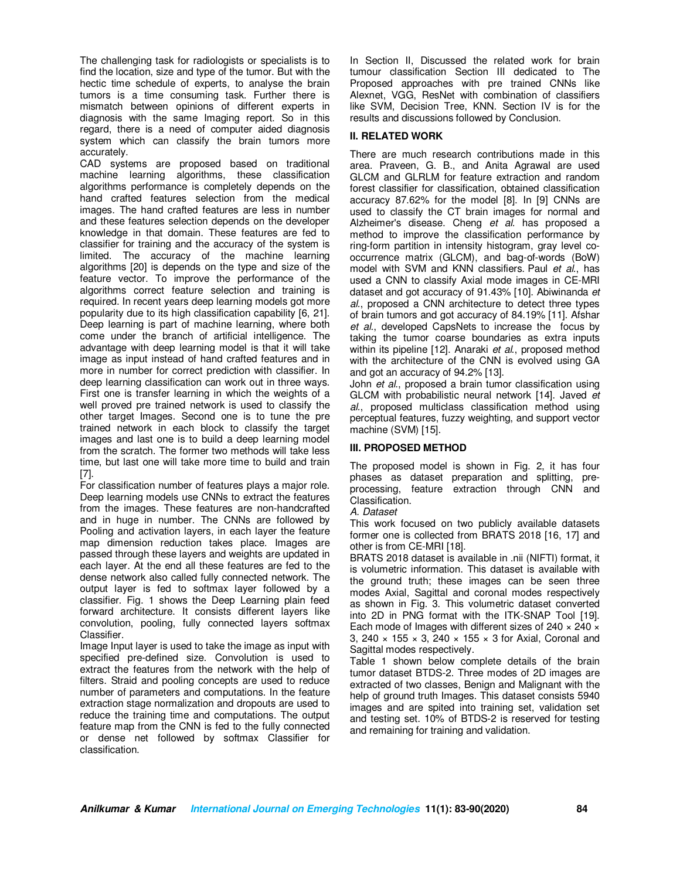The challenging task for radiologists or specialists is to find the location, size and type of the tumor. But with the hectic time schedule of experts, to analyse the brain tumors is a time consuming task. Further there is mismatch between opinions of different experts in diagnosis with the same Imaging report. So in this regard, there is a need of computer aided diagnosis system which can classify the brain tumors more accurately.

CAD systems are proposed based on traditional machine learning algorithms, these classification algorithms performance is completely depends on the hand crafted features selection from the medical images. The hand crafted features are less in number and these features selection depends on the developer knowledge in that domain. These features are fed to classifier for training and the accuracy of the system is limited. The accuracy of the machine learning algorithms [20] is depends on the type and size of the feature vector. To improve the performance of the algorithms correct feature selection and training is required. In recent years deep learning models got more popularity due to its high classification capability [6, 21]. Deep learning is part of machine learning, where both come under the branch of artificial intelligence. The advantage with deep learning model is that it will take image as input instead of hand crafted features and in more in number for correct prediction with classifier. In deep learning classification can work out in three ways. First one is transfer learning in which the weights of a well proved pre trained network is used to classify the other target Images. Second one is to tune the pre trained network in each block to classify the target images and last one is to build a deep learning model from the scratch. The former two methods will take less time, but last one will take more time to build and train [7].

For classification number of features plays a major role. Deep learning models use CNNs to extract the features from the images. These features are non-handcrafted and in huge in number. The CNNs are followed by Pooling and activation layers, in each layer the feature map dimension reduction takes place. Images are passed through these layers and weights are updated in each layer. At the end all these features are fed to the dense network also called fully connected network. The output layer is fed to softmax layer followed by a classifier. Fig. 1 shows the Deep Learning plain feed forward architecture. It consists different layers like convolution, pooling, fully connected layers softmax Classifier.

Image Input layer is used to take the image as input with specified pre-defined size. Convolution is used to extract the features from the network with the help of filters. Straid and pooling concepts are used to reduce number of parameters and computations. In the feature extraction stage normalization and dropouts are used to reduce the training time and computations. The output feature map from the CNN is fed to the fully connected or dense net followed by softmax Classifier for classification.

In Section II, Discussed the related work for brain tumour classification Section III dedicated to The Proposed approaches with pre trained CNNs like Alexnet, VGG, ResNet with combination of classifiers like SVM, Decision Tree, KNN. Section IV is for the results and discussions followed by Conclusion.

## II. RELATED WORK

There are much research contributions made in this area. Praveen, G. B., and Anita Agrawal are used GLCM and GLRLM for feature extraction and random forest classifier for classification, obtained classification accuracy 87.62% for the model [8]. In [9] CNNs are used to classify the CT brain images for normal and Alzheimer's disease. Cheng *et al.* has proposed a method to improve the classification performance by ring-form partition in intensity histogram, gray level co-occurrence matrix (GLCM), and bag-of-words (BoW) model with SVM and KNN classifiers. Paul *et al.*, has used a CNN to classify Axial mode images in CE-MRI dataset and got accuracy of 91.43% [10]. Abiwinanda *et al.*, proposed a CNN architecture to detect three types of brain tumors and got accuracy of 84.19% [11]. Afshar *et al.*, developed CapsNets to increase the focus by taking the tumor coarse boundaries as extra inputs within its pipeline [12]. Anaraki *et al.*, proposed method with the architecture of the CNN is evolved using GA and got an accuracy of 94.2% [13].

John *et al.*, proposed a brain tumor classification using GLCM with probabilistic neural network [14]. Javed *et al.*, proposed multiclass classification method using perceptual features, fuzzy weighting, and support vector machine (SVM) [15].

## III. PROPOSED METHOD

The proposed model is shown in Fig. 2, it has four phases as dataset preparation and splitting, pre-processing, feature extraction through CNN and Classification.

### *A. Dataset*

This work focused on two publicly available datasets former one is collected from BRATS 2018 [16, 17] and other is from CE-MRI [18].

BRATS 2018 dataset is available in .nii (NIFTI) format, it is volumetric information. This dataset is available with the ground truth; these images can be seen three modes Axial, Sagittal and coronal modes respectively as shown in Fig. 3. This volumetric dataset converted into 2D in PNG format with the ITK-SNAP Tool [19]. Each mode of Images with different sizes of $240 \times 240 \times 3$, $240 \times 155 \times 3$, $240 \times 155 \times 3$ for Axial, Coronal and Sagittal modes respectively.

Table 1 shown below complete details of the brain tumor dataset BTDS-2. Three modes of 2D images are extracted of two classes, Benign and Malignant with the help of ground truth Images. This dataset consists 5940 images and are spited into training set, validation set and testing set. 10% of BTDS-2 is reserved for testing and remaining for training and validation.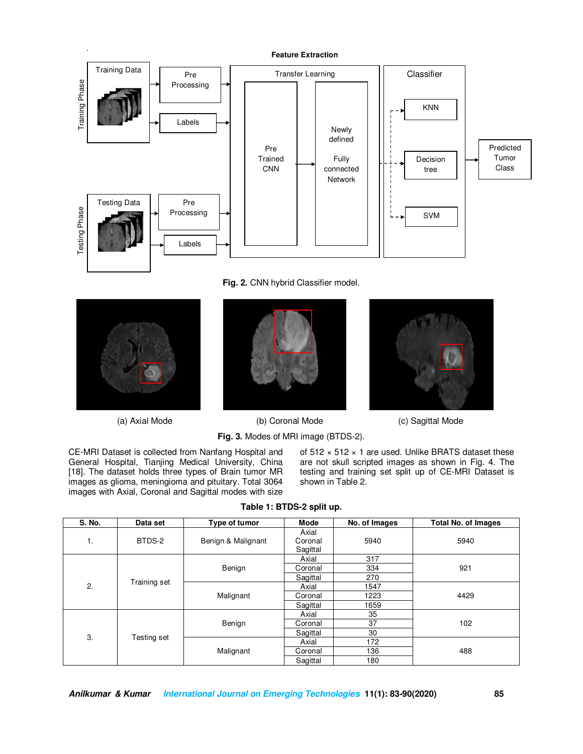Fig. 2. CNN hybrid Classifier model.

(a) Axial Mode (b) Coronal Mode (c) Sagittal Mode

Fig. 3. Modes of MRI image (BTDS-2).

CE-MRI Dataset is collected from Nanfang Hospital and General Hospital, Tianjing Medical University, China [18]. The dataset holds three types of Brain tumor MR images as glioma, meningioma and pituitary. Total 3064 images with Axial, Coronal and Sagittal modes with size of 512 × 512 × 1 are used. Unlike BRATS dataset these are not skull scripted images as shown in Fig. 4. The testing and training set split up of CE-MRI Dataset is shown in Table 2.

**Table 1: BTDS-2 split up.**

| S. No. | Data set | Type of tumor | Mode | No. of Images | Total No. of Images |
|---|---|---|---|---|---|
| 1. | BTDS-2 | Benign & Malignant | Axial Coronal Sagittal | 5940 | 5940 |
| 2. | Training set | Benign | Axial | 317 | 921 |
| | | | Coronal | 334 | |
| | | | Sagittal | 270 | |
| | | Malignant | Axial | 1547 | 4429 |
| | | | Coronal | 1223 | |
| | | | Sagittal | 1659 | |
| 3. | Testing set | Benign | Axial | 35 | 102 |
| | | | Coronal | 37 | |
| | | | Sagittal | 30 | |
| | | Malignant | Axial | 172 | 488 |
| | | | Coronal | 136 | |
| | | | Sagittal | 180 | |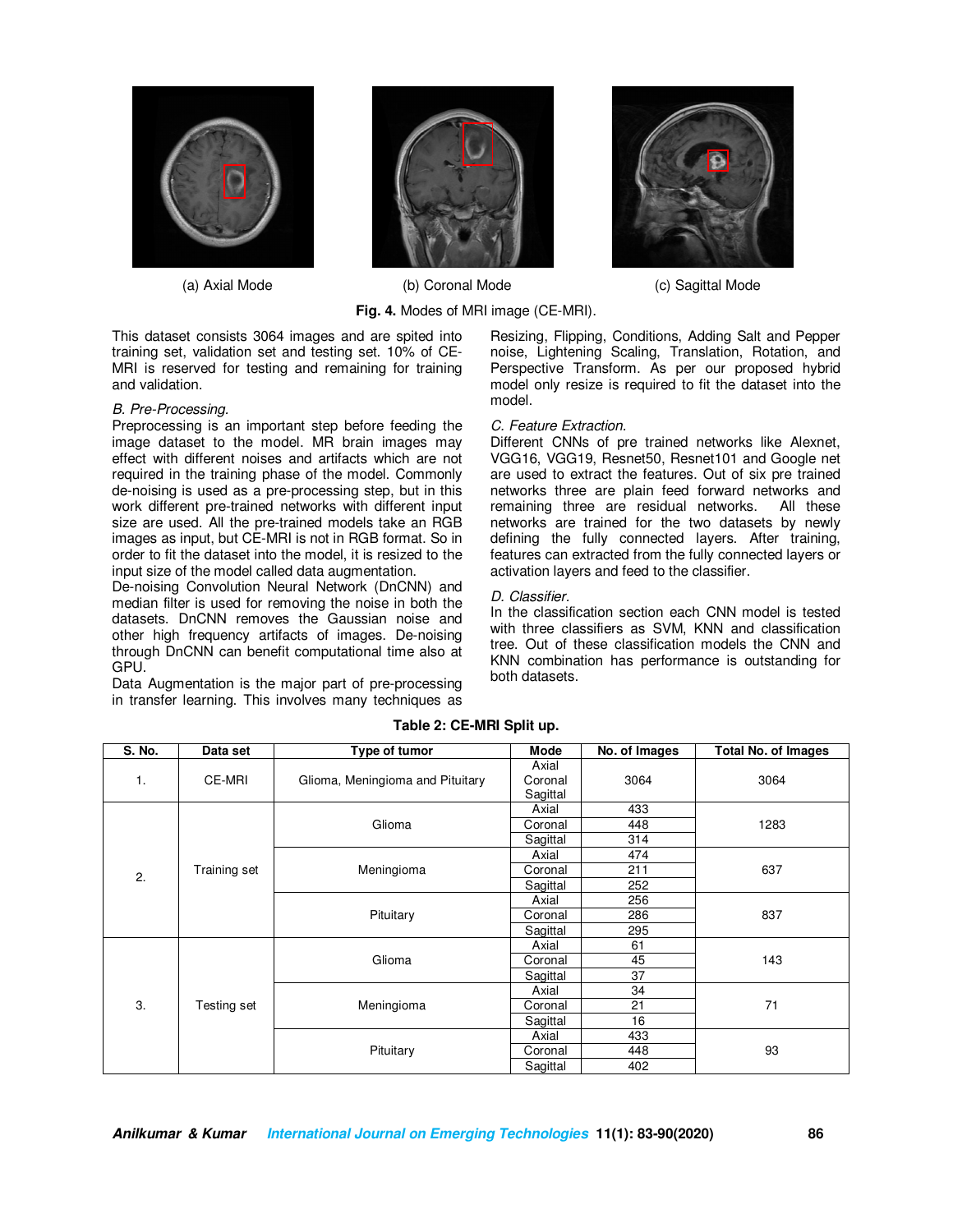(a) Axial Mode

(b) Coronal Mode

(c) Sagittal Mode

**Fig. 4.** Modes of MRI image (CE-MRI).

This dataset consists 3064 images and are spited into training set, validation set and testing set. 10% of CE-MRI is reserved for testing and remaining for training and validation.

*B. Pre-Processing.*

Preprocessing is an important step before feeding the image dataset to the model. MR brain images may effect with different noises and artifacts which are not required in the training phase of the model. Commonly de-noising is used as a pre-processing step, but in this work different pre-trained networks with different input size are used. All the pre-trained models take an RGB images as input, but CE-MRI is not in RGB format. So in order to fit the dataset into the model, it is resized to the input size of the model called data augmentation.

De-noising Convolution Neural Network (DnCNN) and median filter is used for removing the noise in both the datasets. DnCNN removes the Gaussian noise and other high frequency artifacts of images. De-noising through DnCNN can benefit computational time also at GPU.

Data Augmentation is the major part of pre-processing in transfer learning. This involves many techniques as Resizing, Flipping, Conditions, Adding Salt and Pepper noise, Lightening Scaling, Translation, Rotation, and Perspective Transform. As per our proposed hybrid model only resize is required to fit the dataset into the model.

*C. Feature Extraction.*

Different CNNs of pre trained networks like Alexnet, VGG16, VGG19, Resnet50, Resnet101 and Google net are used to extract the features. Out of six pre trained networks three are plain feed forward networks and remaining three are residual networks. All these networks are trained for the two datasets by newly defining the fully connected layers. After training, features can extracted from the fully connected layers or activation layers and feed to the classifier.

*D. Classifier.*

In the classification section each CNN model is tested with three classifiers as SVM, KNN and classification tree. Out of these classification models the CNN and KNN combination has performance is outstanding for both datasets.

**Table 2: CE-MRI Split up.**

| S. No. | Data set | Type of tumor | Mode | No. of Images | Total No. of Images |
|---|---|---|---|---|---|
| 1. | CE-MRI | Glioma, Meningioma and Pituitary | Axial<br>Coronal<br>Sagittal | 3064 | 3064 |
| 2. | Training set | Glioma | Axial | 433 | 1283 |
| | | | Coronal | 448 | |
| | | | Sagittal | 314 | |
| | | Meningioma | Axial | 474 | 637 |
| | | | Coronal | 211 | |
| | | | Sagittal | 252 | |
| | | Pituitary | Axial | 256 | 837 |
| | | | Coronal | 286 | |
| | | | Sagittal | 295 | |
| 3. | Testing set | Glioma | Axial | 61 | 143 |
| | | | Coronal | 45 | |
| | | | Sagittal | 37 | |
| | | Meningioma | Axial | 34 | 71 |
| | | | Coronal | 21 | |
| | | | Sagittal | 16 | |
| | | Pituitary | Axial | 433 | 93 |
| | | | Coronal | 448 | |
| | | | Sagittal | 402 | |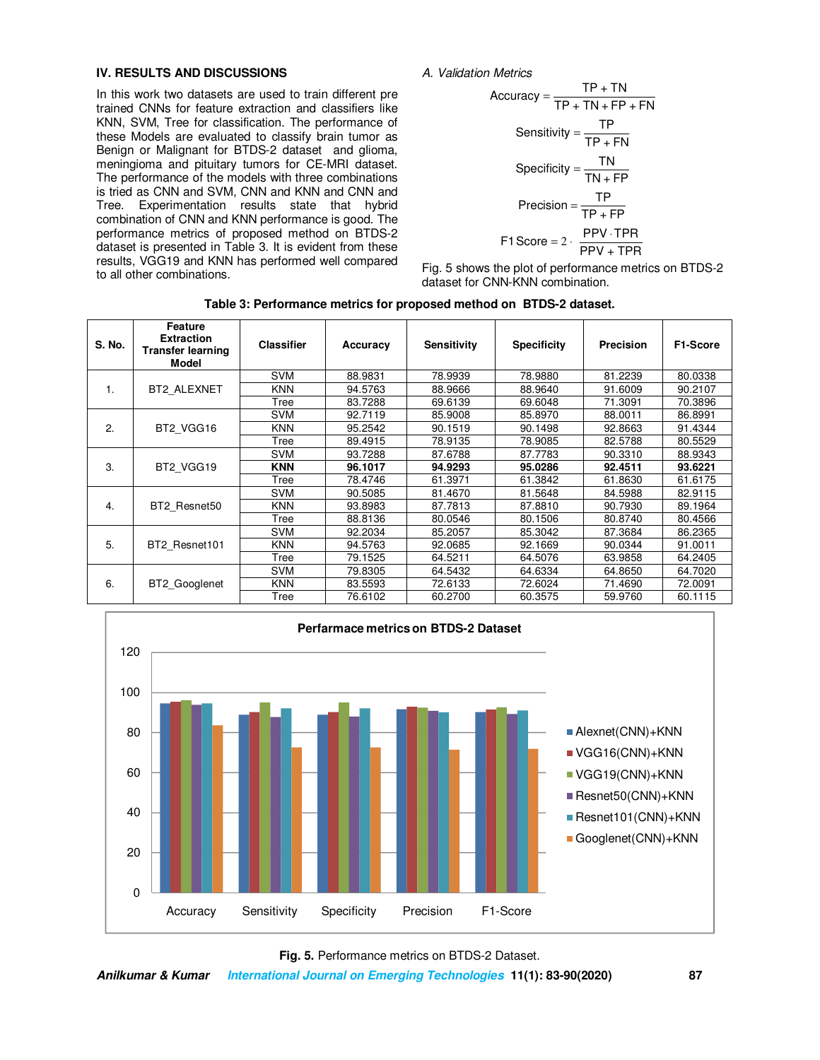## IV. RESULTS AND DISCUSSIONS

In this work two datasets are used to train different pre trained CNNs for feature extraction and classifiers like KNN, SVM, Tree for classification. The performance of these Models are evaluated to classify brain tumor as Benign or Malignant for BTDS-2 dataset and glioma, meningioma and pituitary tumors for CE-MRI dataset. The performance of the models with three combinations is tried as CNN and SVM, CNN and KNN and CNN and Tree. Experimentation results state that hybrid combination of CNN and KNN performance is good. The performance metrics of proposed method on BTDS-2 dataset is presented in Table 3. It is evident from these results, VGG19 and KNN has performed well compared to all other combinations.

### A. Validation Metrics

$$\text{Accuracy} = \frac{TP + TN}{TP + TN + FP + FN}$$

$$\text{Sensitivity} = \frac{TP}{TP + FN}$$

$$\text{Specificity} = \frac{TN}{TN + FP}$$

$$\text{Precision} = \frac{TP}{TP + FP}$$

$$\text{F1 Score} = 2 \cdot \frac{PPV \cdot TPR}{PPV + TPR}$$

Fig. 5 shows the plot of performance metrics on BTDS-2 dataset for CNN-KNN combination.

**Table 3: Performance metrics for proposed method on BTDS-2 dataset.**

| S. No. | Feature Extraction Transfer learning Model | Classifier | Accuracy | Sensitivity | Specificity | Precision | F1-Score |
|---|---|---|---|---|---|---|---|
| 1. | BT2_ALEXNET | SVM | 88.9831 | 78.9939 | 78.9880 | 81.2239 | 80.0338 |
| | | KNN | 94.5763 | 88.9666 | 88.9640 | 91.6009 | 90.2107 |
| | | Tree | 83.7288 | 69.6139 | 69.6048 | 71.3091 | 70.3896 |
| 2. | BT2_VGG16 | SVM | 92.7119 | 85.9008 | 85.8970 | 88.0011 | 86.8991 |
| | | KNN | 95.2542 | 90.1519 | 90.1498 | 92.8663 | 91.4344 |
| | | Tree | 89.4915 | 78.9135 | 78.9085 | 82.5788 | 80.5529 |
| 3. | BT2_VGG19 | SVM | 93.7288 | 87.6788 | 87.7783 | 90.3310 | 88.9343 |
| | | **KNN** | **96.1017** | **94.9293** | **95.0286** | **92.4511** | **93.6221** |
| | | Tree | 78.4746 | 61.3971 | 61.3842 | 61.8630 | 61.6175 |
| 4. | BT2_Resnet50 | SVM | 90.5085 | 81.4670 | 81.5648 | 84.5988 | 82.9115 |
| | | KNN | 93.8983 | 87.7813 | 87.8810 | 90.7930 | 89.1964 |
| | | Tree | 88.8136 | 80.0546 | 80.1506 | 80.8740 | 80.4566 |
| 5. | BT2_Resnet101 | SVM | 92.2034 | 85.2057 | 85.3042 | 87.3684 | 86.2365 |
| | | KNN | 94.5763 | 92.0685 | 92.1669 | 90.0344 | 91.0011 |
| | | Tree | 79.1525 | 64.5211 | 64.5076 | 63.9858 | 64.2405 |
| 6. | BT2_Googlenet | SVM | 79.8305 | 64.5432 | 64.6334 | 64.8650 | 64.7020 |
| | | KNN | 83.5593 | 72.6133 | 72.6024 | 71.4690 | 72.0091 |
| | | Tree | 76.6102 | 60.2700 | 60.3575 | 59.9760 | 60.1115 |

**Fig. 5.** Performance metrics on BTDS-2 Dataset.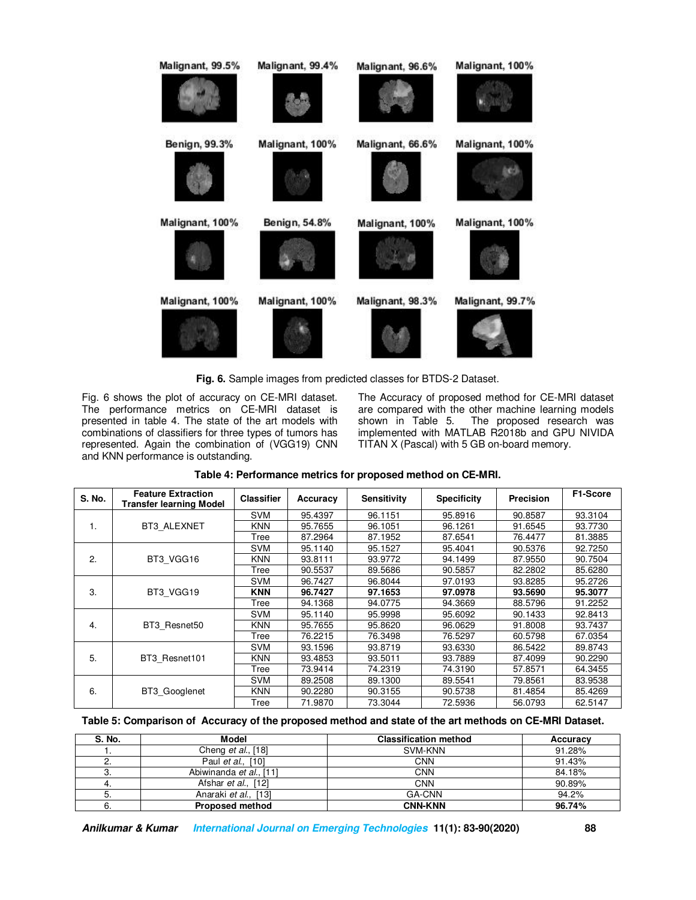Fig. 6. Sample images from predicted classes for BTDS-2 Dataset.

Fig. 6 shows the plot of accuracy on CE-MRI dataset. The performance metrics on CE-MRI dataset is presented in table 4. The state of the art models with combinations of classifiers for three types of tumors has represented. Again the combination of (VGG19) CNN and KNN performance is outstanding.

The Accuracy of proposed method for CE-MRI dataset are compared with the other machine learning models shown in Table 5. The proposed research was implemented with MATLAB R2018b and GPU NIVIDA TITAN X (Pascal) with 5 GB on-board memory.

**Table 4: Performance metrics for proposed method on CE-MRI.**

| S. No. | Feature Extraction Transfer learning Model | Classifier | Accuracy | Sensitivity | Specificity | Precision | F1-Score |
|---|---|---|---|---|---|---|---|
| 1. | BT3_ALEXNET | SVM | 95.4397 | 96.1151 | 95.8916 | 90.8587 | 93.3104 |
| | | KNN | 95.7655 | 96.1051 | 96.1261 | 91.6545 | 93.7730 |
| | | Tree | 87.2964 | 87.1952 | 87.6541 | 76.4477 | 81.3885 |
| 2. | BT3_VGG16 | SVM | 95.1140 | 95.1527 | 95.4041 | 90.5376 | 92.7250 |
| | | KNN | 93.8111 | 93.9772 | 94.1499 | 87.9550 | 90.7504 |
| | | Tree | 90.5537 | 89.5686 | 90.5857 | 82.2802 | 85.6280 |
| 3. | BT3_VGG19 | SVM | 96.7427 | 96.8044 | 97.0193 | 93.8285 | 95.2726 |
| | | **KNN** | **96.7427** | **97.1653** | **97.0978** | **93.5690** | **95.3077** |
| | | Tree | 94.1368 | 94.0775 | 94.3669 | 88.5796 | 91.2252 |
| 4. | BT3_Resnet50 | SVM | 95.1140 | 95.9998 | 95.6092 | 90.1433 | 92.8413 |
| | | KNN | 95.7655 | 95.8620 | 96.0629 | 91.8008 | 93.7437 |
| | | Tree | 76.2215 | 76.3498 | 76.5297 | 60.5798 | 67.0354 |
| 5. | BT3_Resnet101 | SVM | 93.1596 | 93.8719 | 93.6330 | 86.5422 | 89.8743 |
| | | KNN | 93.4853 | 93.5011 | 93.7889 | 87.4099 | 90.2290 |
| | | Tree | 73.9414 | 74.2319 | 74.3190 | 57.8571 | 64.3455 |
| 6. | BT3_Googlenet | SVM | 89.2508 | 89.1300 | 89.5541 | 79.8561 | 83.9538 |
| | | KNN | 90.2280 | 90.3155 | 90.5738 | 81.4854 | 85.4269 |
| | | Tree | 71.9870 | 73.3044 | 72.5936 | 56.0793 | 62.5147 |

**Table 5: Comparison of Accuracy of the proposed method and state of the art methods on CE-MRI Dataset.**

| S. No. | Model | Classification method | Accuracy |
|---|---|---|---|
| 1. | Cheng *et al.*, [18] | SVM-KNN | 91.28% |
| 2. | Paul *et al.*, [10] | CNN | 91.43% |
| 3. | Abiwinanda *et al.*, [11] | CNN | 84.18% |
| 4. | Afshar *et al.*, [12] | CNN | 90.89% |
| 5. | Anaraki *et al.*, [13] | GA-CNN | 94.2% |
| 6. | **Proposed method** | **CNN-KNN** | **96.74%** |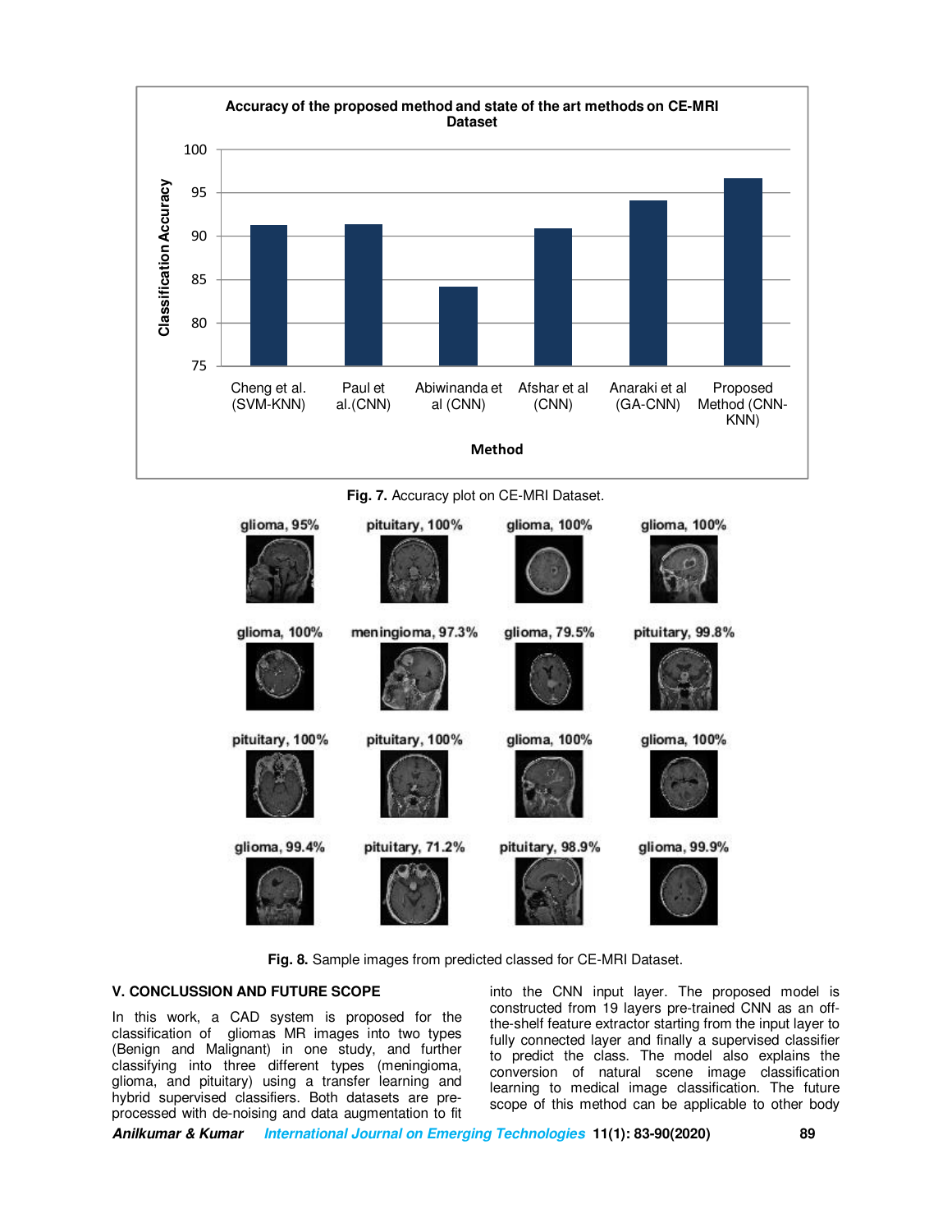**Fig. 7.** Accuracy plot on CE-MRI Dataset.

**Fig. 8.** Sample images from predicted classed for CE-MRI Dataset.

## V. CONCLUSSION AND FUTURE SCOPE

In this work, a CAD system is proposed for the classification of gliomas MR images into two types (Benign and Malignant) in one study, and further classifying into three different types (meningioma, glioma, and pituitary) using a transfer learning and hybrid supervised classifiers. Both datasets are pre-processed with de-noising and data augmentation to fit into the CNN input layer. The proposed model is constructed from 19 layers pre-trained CNN as an off-the-shelf feature extractor starting from the input layer to fully connected layer and finally a supervised classifier to predict the class. The model also explains the conversion of natural scene image classification learning to medical image classification. The future scope of this method can be applicable to other body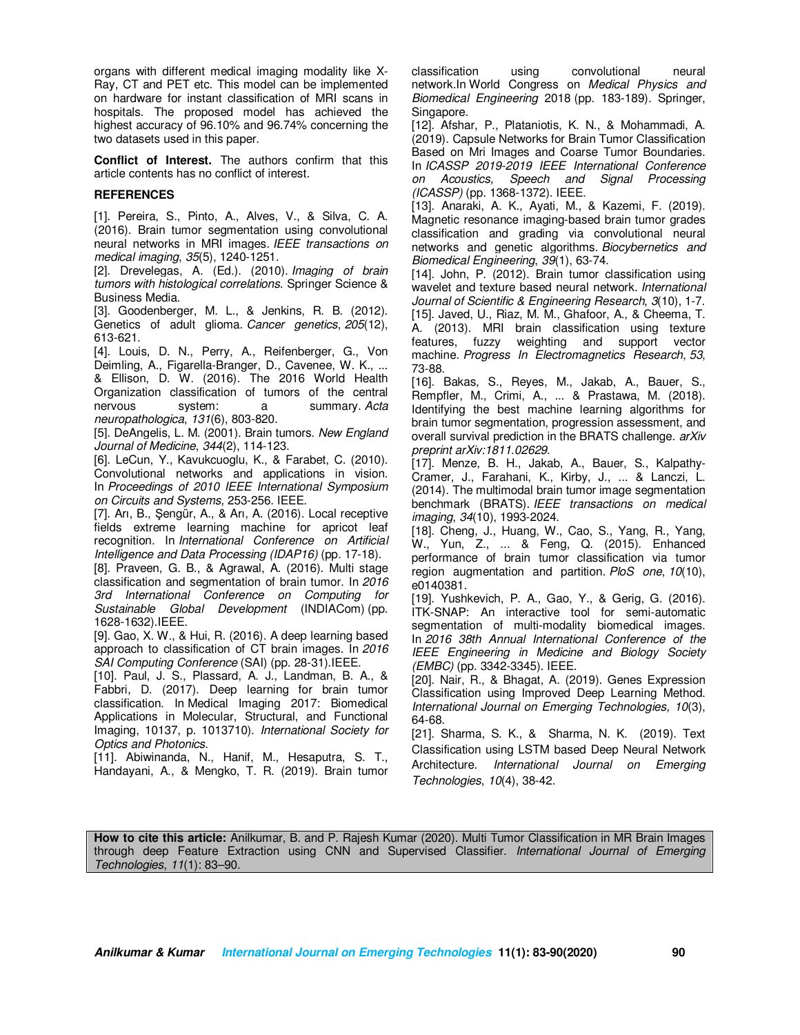organs with different medical imaging modality like X-Ray, CT and PET etc. This model can be implemented on hardware for instant classification of MRI scans in hospitals. The proposed model has achieved the highest accuracy of 96.10% and 96.74% concerning the two datasets used in this paper.

**Conflict of Interest.** The authors confirm that this article contents has no conflict of interest.

## REFERENCES

[1]. Pereira, S., Pinto, A., Alves, V., & Silva, C. A. (2016). Brain tumor segmentation using convolutional neural networks in MRI images. *IEEE transactions on medical imaging*, *35*(5), 1240-1251.

[2]. Drevelegas, A. (Ed.). (2010). *Imaging of brain tumors with histological correlations*. Springer Science & Business Media.

[3]. Goodenberger, M. L., & Jenkins, R. B. (2012). Genetics of adult glioma. *Cancer genetics*, *205*(12), 613-621.

[4]. Louis, D. N., Perry, A., Reifenberger, G., Von Deimling, A., Figarella-Branger, D., Cavenee, W. K., ... & Ellison, D. W. (2016). The 2016 World Health Organization classification of tumors of the central nervous system: a summary. *Acta neuropathologica*, *131*(6), 803-820.

[5]. DeAngelis, L. M. (2001). Brain tumors. *New England Journal of Medicine*, *344*(2), 114-123.

[6]. LeCun, Y., Kavukcuoglu, K., & Farabet, C. (2010). Convolutional networks and applications in vision. In *Proceedings of 2010 IEEE International Symposium on Circuits and Systems,* 253-256. IEEE.

[7]. Arı, B., Şengür, A., & Arı, A. (2016). Local receptive fields extreme learning machine for apricot leaf recognition. In *International Conference on Artificial Intelligence and Data Processing (IDAP16)* (pp. 17-18).

[8]. Praveen, G. B., & Agrawal, A. (2016). Multi stage classification and segmentation of brain tumor. In *2016 3rd International Conference on Computing for Sustainable Global Development* (INDIACom) (pp. 1628-1632).IEEE.

[9]. Gao, X. W., & Hui, R. (2016). A deep learning based approach to classification of CT brain images. In *2016 SAI Computing Conference* (SAI) (pp. 28-31).IEEE.

[10]. Paul, J. S., Plassard, A. J., Landman, B. A., & Fabbri, D. (2017). Deep learning for brain tumor classification. In Medical Imaging 2017: Biomedical Applications in Molecular, Structural, and Functional Imaging, 10137, p. 1013710). *International Society for Optics and Photonics*.

[11]. Abiwinanda, N., Hanif, M., Hesaputra, S. T., Handayani, A., & Mengko, T. R. (2019). Brain tumor classification using convolutional neural network.In World Congress on *Medical Physics and Biomedical Engineering* 2018 (pp. 183-189). Springer, Singapore.

[12]. Afshar, P., Plataniotis, K. N., & Mohammadi, A. (2019). Capsule Networks for Brain Tumor Classification Based on Mri Images and Coarse Tumor Boundaries. In *ICASSP 2019-2019 IEEE International Conference on Acoustics, Speech and Signal Processing (ICASSP)* (pp. 1368-1372). IEEE.

[13]. Anaraki, A. K., Ayati, M., & Kazemi, F. (2019). Magnetic resonance imaging-based brain tumor grades classification and grading via convolutional neural networks and genetic algorithms. *Biocybernetics and Biomedical Engineering*, *39*(1), 63-74.

[14]. John, P. (2012). Brain tumor classification using wavelet and texture based neural network. *International Journal of Scientific & Engineering Research*, *3*(10), 1-7.

[15]. Javed, U., Riaz, M. M., Ghafoor, A., & Cheema, T. A. (2013). MRI brain classification using texture features, fuzzy weighting and support vector machine. *Progress In Electromagnetics Research*, *53*, 73-88.

[16]. Bakas, S., Reyes, M., Jakab, A., Bauer, S., Rempfler, M., Crimi, A., ... & Prastawa, M. (2018). Identifying the best machine learning algorithms for brain tumor segmentation, progression assessment, and overall survival prediction in the BRATS challenge. *arXiv preprint arXiv:1811.02629*.

[17]. Menze, B. H., Jakab, A., Bauer, S., Kalpathy-Cramer, J., Farahani, K., Kirby, J., ... & Lanczi, L. (2014). The multimodal brain tumor image segmentation benchmark (BRATS). *IEEE transactions on medical imaging*, *34*(10), 1993-2024.

[18]. Cheng, J., Huang, W., Cao, S., Yang, R., Yang, W., Yun, Z., ... & Feng, Q. (2015). Enhanced performance of brain tumor classification via tumor region augmentation and partition. *PloS one*, *10*(10), e0140381.

[19]. Yushkevich, P. A., Gao, Y., & Gerig, G. (2016). ITK-SNAP: An interactive tool for semi-automatic segmentation of multi-modality biomedical images. In *2016 38th Annual International Conference of the IEEE Engineering in Medicine and Biology Society (EMBC)* (pp. 3342-3345). IEEE.

[20]. Nair, R., & Bhagat, A. (2019). Genes Expression Classification using Improved Deep Learning Method. *International Journal on Emerging Technologies, 10*(3), 64-68.

[21]. Sharma, S. K., & Sharma, N. K. (2019). Text Classification using LSTM based Deep Neural Network Architecture. *International Journal on Emerging Technologies*, *10*(4), 38-42.

**How to cite this article:** Anilkumar, B. and P. Rajesh Kumar (2020). Multi Tumor Classification in MR Brain Images through deep Feature Extraction using CNN and Supervised Classifier. *International Journal of Emerging Technologies*, *11*(1): 83–90.